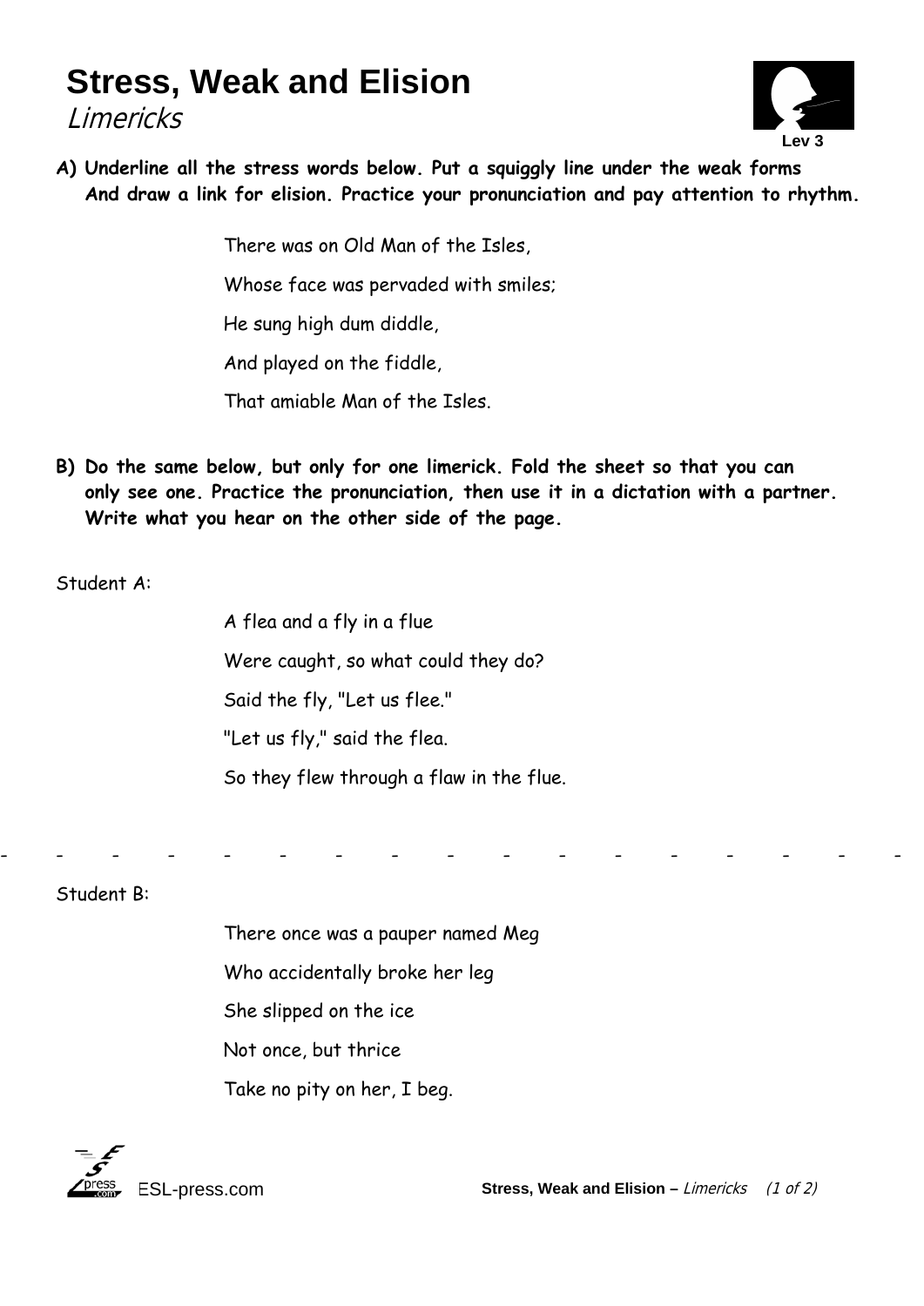# Stress, Weak and Elision

*Limericks*

Lev 3

**A) Underline all the stress words below. Put a squiggly line under the weak forms And draw a link for elision. Practice your pronunciation and pay attention to rhythm.**

There was on Old Man of the Isles,
Whose face was pervaded with smiles;
He sung high dum diddle,
And played on the fiddle,
That amiable Man of the Isles.

**B) Do the same below, but only for one limerick. Fold the sheet so that you can only see one. Practice the pronunciation, then use it in a dictation with a partner. Write what you hear on the other side of the page.**

Student A:

A flea and a fly in a flue
Were caught, so what could they do?
Said the fly, "Let us flee."
"Let us fly," said the flea.
So they flew through a flaw in the flue.

- - - - - - - - - - - - - - - - -

Student B:

There once was a pauper named Meg
Who accidentally broke her leg
She slipped on the ice
Not once, but thrice
Take no pity on her, I beg.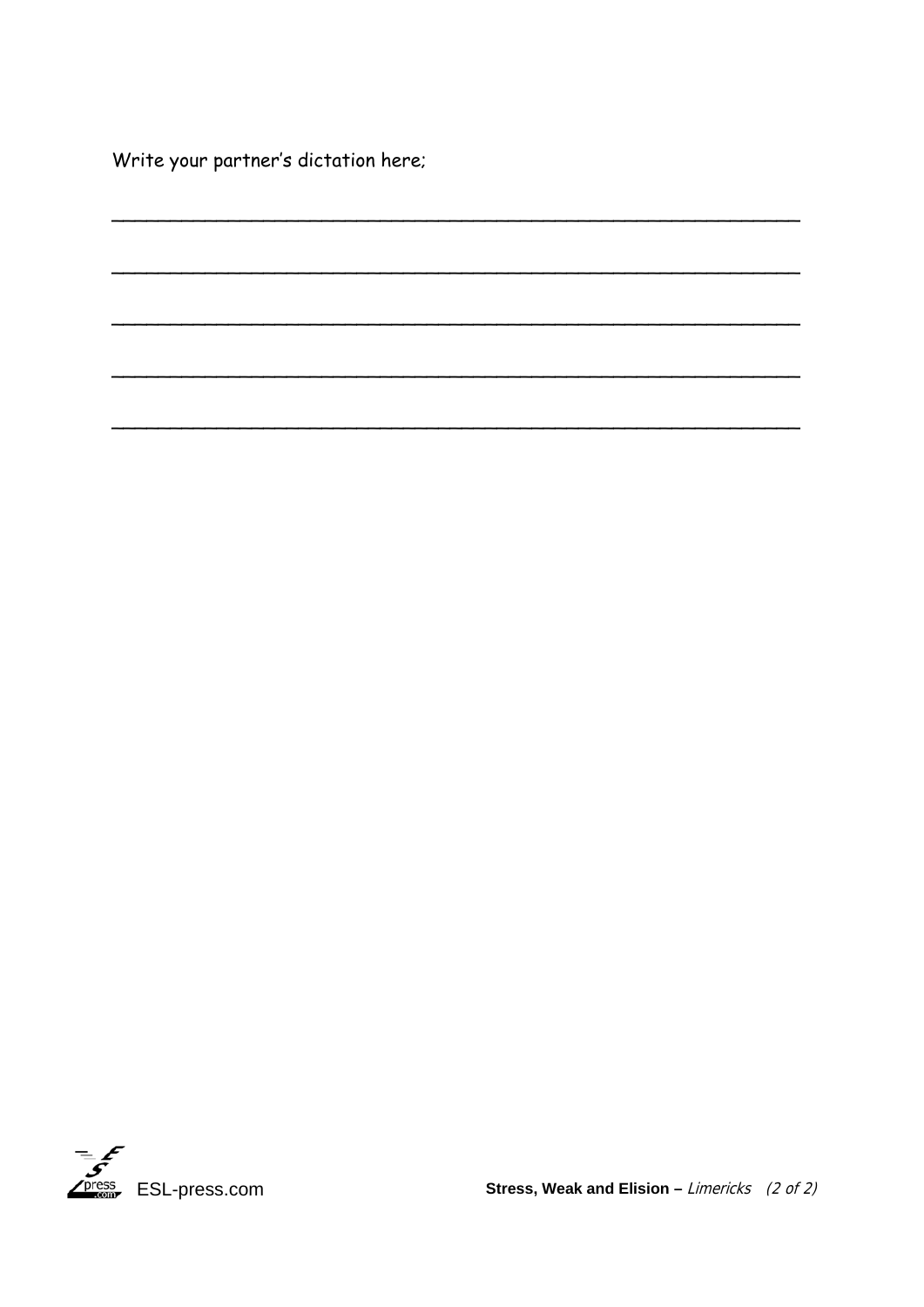Write your partner's dictation here;

\_\_\_\_\_\_\_\_\_\_\_\_\_\_\_\_\_\_\_\_\_\_\_\_\_\_\_\_\_\_\_\_\_\_\_\_\_\_\_\_\_\_\_\_\_\_\_\_\_\_\_\_\_\_\_

\_\_\_\_\_\_\_\_\_\_\_\_\_\_\_\_\_\_\_\_\_\_\_\_\_\_\_\_\_\_\_\_\_\_\_\_\_\_\_\_\_\_\_\_\_\_\_\_\_\_\_\_\_\_\_

\_\_\_\_\_\_\_\_\_\_\_\_\_\_\_\_\_\_\_\_\_\_\_\_\_\_\_\_\_\_\_\_\_\_\_\_\_\_\_\_\_\_\_\_\_\_\_\_\_\_\_\_\_\_\_

\_\_\_\_\_\_\_\_\_\_\_\_\_\_\_\_\_\_\_\_\_\_\_\_\_\_\_\_\_\_\_\_\_\_\_\_\_\_\_\_\_\_\_\_\_\_\_\_\_\_\_\_\_\_\_

\_\_\_\_\_\_\_\_\_\_\_\_\_\_\_\_\_\_\_\_\_\_\_\_\_\_\_\_\_\_\_\_\_\_\_\_\_\_\_\_\_\_\_\_\_\_\_\_\_\_\_\_\_\_\_